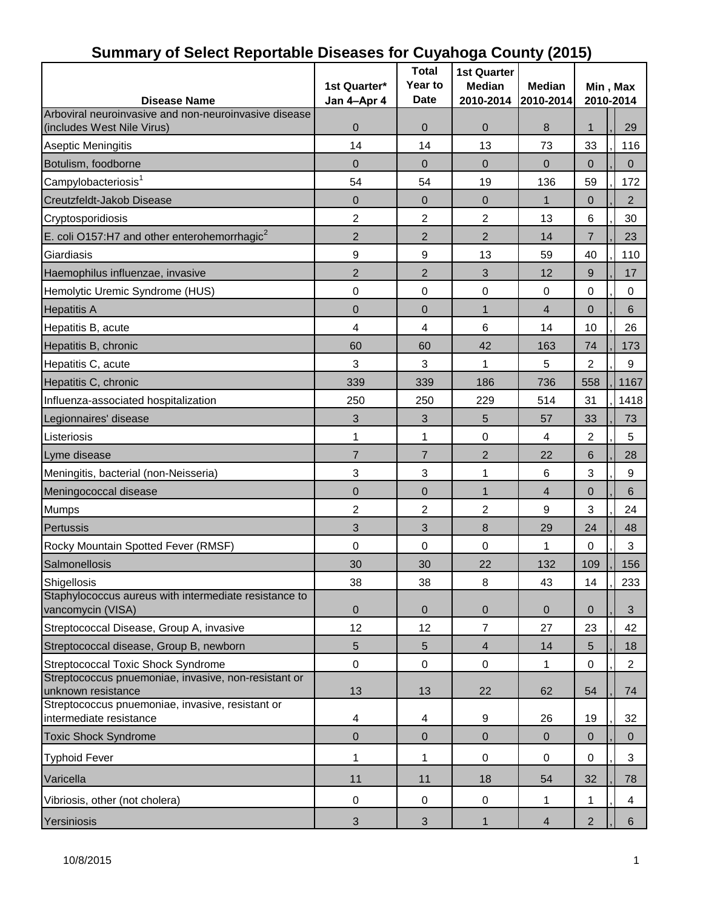# Summary of Select Reportable Diseases for Cuyahoga County (2015)

| Disease Name | 1st Quarter* Jan 4–Apr 4 | Total Year to Date | 1st Quarter Median 2010-2014 | Median 2010-2014 | Min , Max 2010-2014 |
|---|---|---|---|---|---|
| Arboviral neuroinvasive and non-neuroinvasive disease (includes West Nile Virus) | 0 | 0 | 0 | 8 | 1 , 29 |
| Aseptic Meningitis | 14 | 14 | 13 | 73 | 33 , 116 |
| Botulism, foodborne | 0 | 0 | 0 | 0 | 0 , 0 |
| Campylobacteriosis[1] | 54 | 54 | 19 | 136 | 59 , 172 |
| Creutzfeldt-Jakob Disease | 0 | 0 | 0 | 1 | 0 , 2 |
| Cryptosporidiosis | 2 | 2 | 2 | 13 | 6 , 30 |
| E. coli O157:H7 and other enterohemorrhagic[2] | 2 | 2 | 2 | 14 | 7 , 23 |
| Giardiasis | 9 | 9 | 13 | 59 | 40 , 110 |
| Haemophilus influenzae, invasive | 2 | 2 | 3 | 12 | 9 , 17 |
| Hemolytic Uremic Syndrome (HUS) | 0 | 0 | 0 | 0 | 0 , 0 |
| Hepatitis A | 0 | 0 | 1 | 4 | 0 , 6 |
| Hepatitis B, acute | 4 | 4 | 6 | 14 | 10 , 26 |
| Hepatitis B, chronic | 60 | 60 | 42 | 163 | 74 , 173 |
| Hepatitis C, acute | 3 | 3 | 1 | 5 | 2 , 9 |
| Hepatitis C, chronic | 339 | 339 | 186 | 736 | 558 , 1167 |
| Influenza-associated hospitalization | 250 | 250 | 229 | 514 | 31 , 1418 |
| Legionnaires' disease | 3 | 3 | 5 | 57 | 33 , 73 |
| Listeriosis | 1 | 1 | 0 | 4 | 2 , 5 |
| Lyme disease | 7 | 7 | 2 | 22 | 6 , 28 |
| Meningitis, bacterial (non-Neisseria) | 3 | 3 | 1 | 6 | 3 , 9 |
| Meningococcal disease | 0 | 0 | 1 | 4 | 0 , 6 |
| Mumps | 2 | 2 | 2 | 9 | 3 , 24 |
| Pertussis | 3 | 3 | 8 | 29 | 24 , 48 |
| Rocky Mountain Spotted Fever (RMSF) | 0 | 0 | 0 | 1 | 0 , 3 |
| Salmonellosis | 30 | 30 | 22 | 132 | 109 , 156 |
| Shigellosis | 38 | 38 | 8 | 43 | 14 , 233 |
| Staphylococcus aureus with intermediate resistance to vancomycin (VISA) | 0 | 0 | 0 | 0 | 0 , 3 |
| Streptococcal Disease, Group A, invasive | 12 | 12 | 7 | 27 | 23 , 42 |
| Streptococcal disease, Group B, newborn | 5 | 5 | 4 | 14 | 5 , 18 |
| Streptococcal Toxic Shock Syndrome | 0 | 0 | 0 | 1 | 0 , 2 |
| Streptococcus pnuemoniae, invasive, non-resistant or unknown resistance | 13 | 13 | 22 | 62 | 54 , 74 |
| Streptococcus pnuemoniae, invasive, resistant or intermediate resistance | 4 | 4 | 9 | 26 | 19 , 32 |
| Toxic Shock Syndrome | 0 | 0 | 0 | 0 | 0 , 0 |
| Typhoid Fever | 1 | 1 | 0 | 0 | 0 , 3 |
| Varicella | 11 | 11 | 18 | 54 | 32 , 78 |
| Vibriosis, other (not cholera) | 0 | 0 | 0 | 1 | 1 , 4 |
| Yersiniosis | 3 | 3 | 1 | 4 | 2 , 6 |

10/8/2015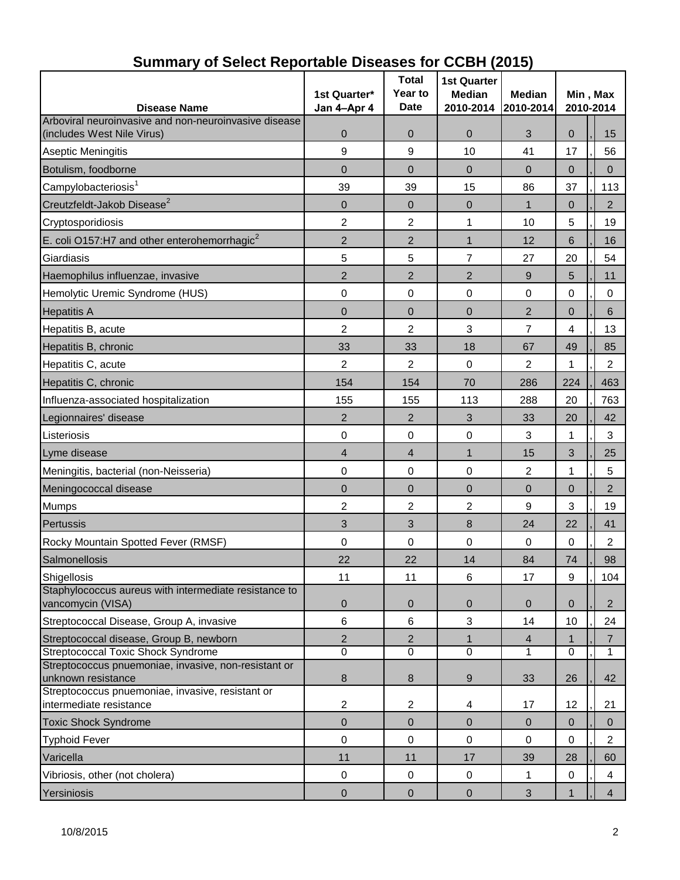# Summary of Select Reportable Diseases for CCBH (2015)

| Disease Name | 1st Quarter* Jan 4–Apr 4 | Total Year to Date | 1st Quarter Median 2010-2014 | Median 2010-2014 | Min , Max 2010-2014 |
|---|---|---|---|---|---|
| Arboviral neuroinvasive and non-neuroinvasive disease (includes West Nile Virus) | 0 | 0 | 0 | 3 | 0 , 15 |
| Aseptic Meningitis | 9 | 9 | 10 | 41 | 17 , 56 |
| Botulism, foodborne | 0 | 0 | 0 | 0 | 0 , 0 |
| Campylobacteriosis[1] | 39 | 39 | 15 | 86 | 37 , 113 |
| Creutzfeldt-Jakob Disease[2] | 0 | 0 | 0 | 1 | 0 , 2 |
| Cryptosporidiosis | 2 | 2 | 1 | 10 | 5 , 19 |
| E. coli O157:H7 and other enterohemorrhagic[2] | 2 | 2 | 1 | 12 | 6 , 16 |
| Giardiasis | 5 | 5 | 7 | 27 | 20 , 54 |
| Haemophilus influenzae, invasive | 2 | 2 | 2 | 9 | 5 , 11 |
| Hemolytic Uremic Syndrome (HUS) | 0 | 0 | 0 | 0 | 0 , 0 |
| Hepatitis A | 0 | 0 | 0 | 2 | 0 , 6 |
| Hepatitis B, acute | 2 | 2 | 3 | 7 | 4 , 13 |
| Hepatitis B, chronic | 33 | 33 | 18 | 67 | 49 , 85 |
| Hepatitis C, acute | 2 | 2 | 0 | 2 | 1 , 2 |
| Hepatitis C, chronic | 154 | 154 | 70 | 286 | 224 , 463 |
| Influenza-associated hospitalization | 155 | 155 | 113 | 288 | 20 , 763 |
| Legionnaires' disease | 2 | 2 | 3 | 33 | 20 , 42 |
| Listeriosis | 0 | 0 | 0 | 3 | 1 , 3 |
| Lyme disease | 4 | 4 | 1 | 15 | 3 , 25 |
| Meningitis, bacterial (non-Neisseria) | 0 | 0 | 0 | 2 | 1 , 5 |
| Meningococcal disease | 0 | 0 | 0 | 0 | 0 , 2 |
| Mumps | 2 | 2 | 2 | 9 | 3 , 19 |
| Pertussis | 3 | 3 | 8 | 24 | 22 , 41 |
| Rocky Mountain Spotted Fever (RMSF) | 0 | 0 | 0 | 0 | 0 , 2 |
| Salmonellosis | 22 | 22 | 14 | 84 | 74 , 98 |
| Shigellosis | 11 | 11 | 6 | 17 | 9 , 104 |
| Staphylococcus aureus with intermediate resistance to vancomycin (VISA) | 0 | 0 | 0 | 0 | 0 , 2 |
| Streptococcal Disease, Group A, invasive | 6 | 6 | 3 | 14 | 10 , 24 |
| Streptococcal disease, Group B, newborn | 2 | 2 | 1 | 4 | 1 , 7 |
| Streptococcal Toxic Shock Syndrome | 0 | 0 | 0 | 1 | 0 , 1 |
| Streptococcus pnuemoniae, invasive, non-resistant or unknown resistance | 8 | 8 | 9 | 33 | 26 , 42 |
| Streptococcus pnuemoniae, invasive, resistant or intermediate resistance | 2 | 2 | 4 | 17 | 12 , 21 |
| Toxic Shock Syndrome | 0 | 0 | 0 | 0 | 0 , 0 |
| Typhoid Fever | 0 | 0 | 0 | 0 | 0 , 2 |
| Varicella | 11 | 11 | 17 | 39 | 28 , 60 |
| Vibriosis, other (not cholera) | 0 | 0 | 0 | 1 | 0 , 4 |
| Yersiniosis | 0 | 0 | 0 | 3 | 1 , 4 |

10/8/2015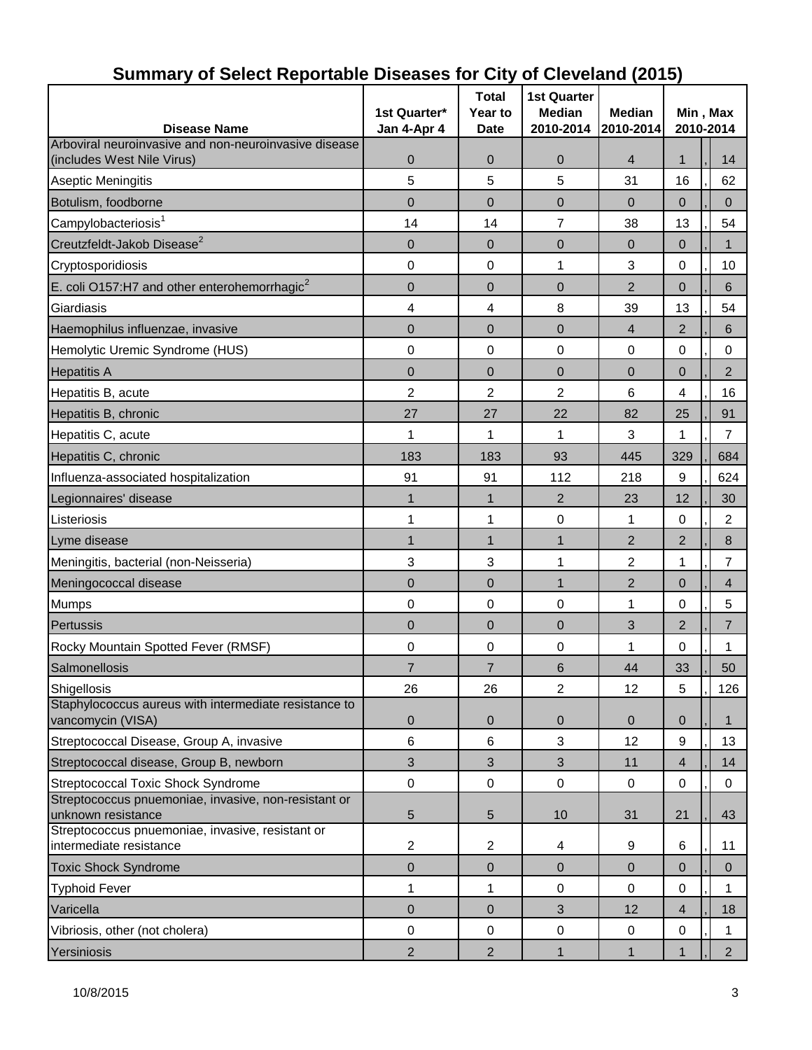# Summary of Select Reportable Diseases for City of Cleveland (2015)

| Disease Name | 1st Quarter* Jan 4-Apr 4 | Total Year to Date | 1st Quarter Median 2010-2014 | Median 2010-2014 | Min , Max 2010-2014 |
|---|---|---|---|---|---|
| Arboviral neuroinvasive and non-neuroinvasive disease (includes West Nile Virus) | 0 | 0 | 0 | 4 | 1 , 14 |
| Aseptic Meningitis | 5 | 5 | 5 | 31 | 16 , 62 |
| Botulism, foodborne | 0 | 0 | 0 | 0 | 0 , 0 |
| Campylobacteriosis[1] | 14 | 14 | 7 | 38 | 13 , 54 |
| Creutzfeldt-Jakob Disease[2] | 0 | 0 | 0 | 0 | 0 , 1 |
| Cryptosporidiosis | 0 | 0 | 1 | 3 | 0 , 10 |
| E. coli O157:H7 and other enterohemorrhagic[2] | 0 | 0 | 0 | 2 | 0 , 6 |
| Giardiasis | 4 | 4 | 8 | 39 | 13 , 54 |
| Haemophilus influenzae, invasive | 0 | 0 | 0 | 4 | 2 , 6 |
| Hemolytic Uremic Syndrome (HUS) | 0 | 0 | 0 | 0 | 0 , 0 |
| Hepatitis A | 0 | 0 | 0 | 0 | 0 , 2 |
| Hepatitis B, acute | 2 | 2 | 2 | 6 | 4 , 16 |
| Hepatitis B, chronic | 27 | 27 | 22 | 82 | 25 , 91 |
| Hepatitis C, acute | 1 | 1 | 1 | 3 | 1 , 7 |
| Hepatitis C, chronic | 183 | 183 | 93 | 445 | 329 , 684 |
| Influenza-associated hospitalization | 91 | 91 | 112 | 218 | 9 , 624 |
| Legionnaires' disease | 1 | 1 | 2 | 23 | 12 , 30 |
| Listeriosis | 1 | 1 | 0 | 1 | 0 , 2 |
| Lyme disease | 1 | 1 | 1 | 2 | 2 , 8 |
| Meningitis, bacterial (non-Neisseria) | 3 | 3 | 1 | 2 | 1 , 7 |
| Meningococcal disease | 0 | 0 | 1 | 2 | 0 , 4 |
| Mumps | 0 | 0 | 0 | 1 | 0 , 5 |
| Pertussis | 0 | 0 | 0 | 3 | 2 , 7 |
| Rocky Mountain Spotted Fever (RMSF) | 0 | 0 | 0 | 1 | 0 , 1 |
| Salmonellosis | 7 | 7 | 6 | 44 | 33 , 50 |
| Shigellosis | 26 | 26 | 2 | 12 | 5 , 126 |
| Staphylococcus aureus with intermediate resistance to vancomycin (VISA) | 0 | 0 | 0 | 0 | 0 , 1 |
| Streptococcal Disease, Group A, invasive | 6 | 6 | 3 | 12 | 9 , 13 |
| Streptococcal disease, Group B, newborn | 3 | 3 | 3 | 11 | 4 , 14 |
| Streptococcal Toxic Shock Syndrome | 0 | 0 | 0 | 0 | 0 , 0 |
| Streptococcus pnuemoniae, invasive, non-resistant or unknown resistance | 5 | 5 | 10 | 31 | 21 , 43 |
| Streptococcus pnuemoniae, invasive, resistant or intermediate resistance | 2 | 2 | 4 | 9 | 6 , 11 |
| Toxic Shock Syndrome | 0 | 0 | 0 | 0 | 0 , 0 |
| Typhoid Fever | 1 | 1 | 0 | 0 | 0 , 1 |
| Varicella | 0 | 0 | 3 | 12 | 4 , 18 |
| Vibriosis, other (not cholera) | 0 | 0 | 0 | 0 | 0 , 1 |
| Yersiniosis | 2 | 2 | 1 | 1 | 1 , 2 |

10/8/2015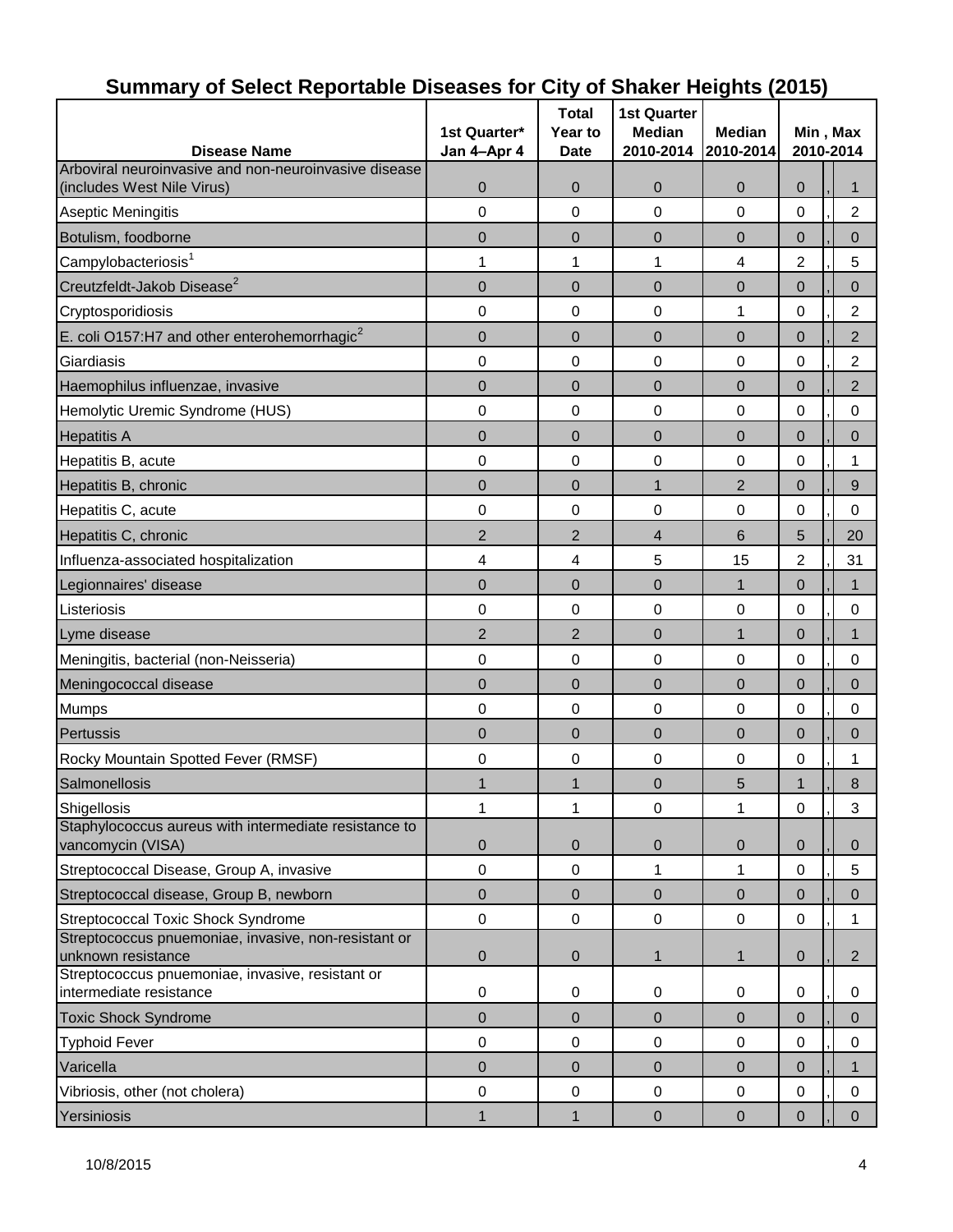# Summary of Select Reportable Diseases for City of Shaker Heights (2015)

| Disease Name | 1st Quarter* Jan 4–Apr 4 | Total Year to Date | 1st Quarter Median 2010-2014 | Median 2010-2014 | Min , Max 2010-2014 |
|---|---|---|---|---|---|
| Arboviral neuroinvasive and non-neuroinvasive disease (includes West Nile Virus) | 0 | 0 | 0 | 0 | 0 , 1 |
| Aseptic Meningitis | 0 | 0 | 0 | 0 | 0 , 2 |
| Botulism, foodborne | 0 | 0 | 0 | 0 | 0 , 0 |
| Campylobacteriosis[1] | 1 | 1 | 1 | 4 | 2 , 5 |
| Creutzfeldt-Jakob Disease[2] | 0 | 0 | 0 | 0 | 0 , 0 |
| Cryptosporidiosis | 0 | 0 | 0 | 1 | 0 , 2 |
| E. coli O157:H7 and other enterohemorrhagic[2] | 0 | 0 | 0 | 0 | 0 , 2 |
| Giardiasis | 0 | 0 | 0 | 0 | 0 , 2 |
| Haemophilus influenzae, invasive | 0 | 0 | 0 | 0 | 0 , 2 |
| Hemolytic Uremic Syndrome (HUS) | 0 | 0 | 0 | 0 | 0 , 0 |
| Hepatitis A | 0 | 0 | 0 | 0 | 0 , 0 |
| Hepatitis B, acute | 0 | 0 | 0 | 0 | 0 , 1 |
| Hepatitis B, chronic | 0 | 0 | 1 | 2 | 0 , 9 |
| Hepatitis C, acute | 0 | 0 | 0 | 0 | 0 , 0 |
| Hepatitis C, chronic | 2 | 2 | 4 | 6 | 5 , 20 |
| Influenza-associated hospitalization | 4 | 4 | 5 | 15 | 2 , 31 |
| Legionnaires' disease | 0 | 0 | 0 | 1 | 0 , 1 |
| Listeriosis | 0 | 0 | 0 | 0 | 0 , 0 |
| Lyme disease | 2 | 2 | 0 | 1 | 0 , 1 |
| Meningitis, bacterial (non-Neisseria) | 0 | 0 | 0 | 0 | 0 , 0 |
| Meningococcal disease | 0 | 0 | 0 | 0 | 0 , 0 |
| Mumps | 0 | 0 | 0 | 0 | 0 , 0 |
| Pertussis | 0 | 0 | 0 | 0 | 0 , 0 |
| Rocky Mountain Spotted Fever (RMSF) | 0 | 0 | 0 | 0 | 0 , 1 |
| Salmonellosis | 1 | 1 | 0 | 5 | 1 , 8 |
| Shigellosis | 1 | 1 | 0 | 1 | 0 , 3 |
| Staphylococcus aureus with intermediate resistance to vancomycin (VISA) | 0 | 0 | 0 | 0 | 0 , 0 |
| Streptococcal Disease, Group A, invasive | 0 | 0 | 1 | 1 | 0 , 5 |
| Streptococcal disease, Group B, newborn | 0 | 0 | 0 | 0 | 0 , 0 |
| Streptococcal Toxic Shock Syndrome | 0 | 0 | 0 | 0 | 0 , 1 |
| Streptococcus pnuemoniae, invasive, non-resistant or unknown resistance | 0 | 0 | 1 | 1 | 0 , 2 |
| Streptococcus pnuemoniae, invasive, resistant or intermediate resistance | 0 | 0 | 0 | 0 | 0 , 0 |
| Toxic Shock Syndrome | 0 | 0 | 0 | 0 | 0 , 0 |
| Typhoid Fever | 0 | 0 | 0 | 0 | 0 , 0 |
| Varicella | 0 | 0 | 0 | 0 | 0 , 1 |
| Vibriosis, other (not cholera) | 0 | 0 | 0 | 0 | 0 , 0 |
| Yersiniosis | 1 | 1 | 0 | 0 | 0 , 0 |

10/8/2015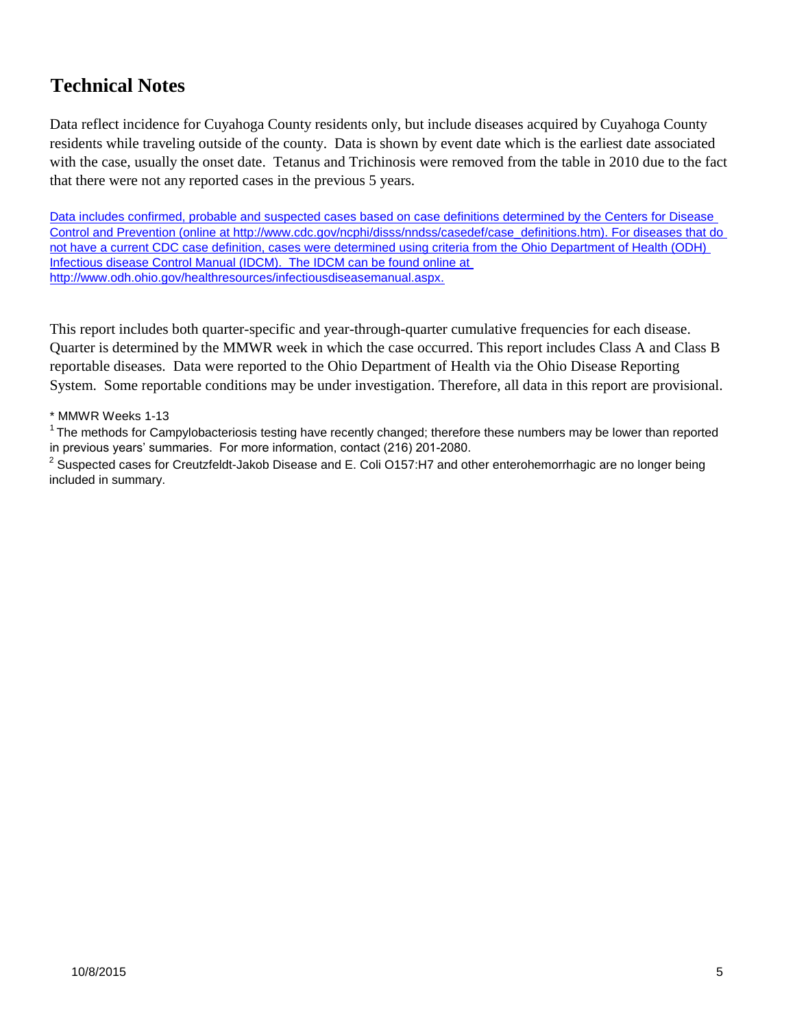## Technical Notes

Data reflect incidence for Cuyahoga County residents only, but include diseases acquired by Cuyahoga County residents while traveling outside of the county. Data is shown by event date which is the earliest date associated with the case, usually the onset date. Tetanus and Trichinosis were removed from the table in 2010 due to the fact that there were not any reported cases in the previous 5 years.

Data includes confirmed, probable and suspected cases based on case definitions determined by the Centers for Disease Control and Prevention (online at http://www.cdc.gov/ncphi/disss/nndss/casedef/case_definitions.htm). For diseases that do not have a current CDC case definition, cases were determined using criteria from the Ohio Department of Health (ODH) Infectious disease Control Manual (IDCM). The IDCM can be found online at http://www.odh.ohio.gov/healthresources/infectiousdiseasemanual.aspx.

This report includes both quarter-specific and year-through-quarter cumulative frequencies for each disease. Quarter is determined by the MMWR week in which the case occurred. This report includes Class A and Class B reportable diseases. Data were reported to the Ohio Department of Health via the Ohio Disease Reporting System. Some reportable conditions may be under investigation. Therefore, all data in this report are provisional.

* MMWR Weeks 1-13

[1] The methods for Campylobacteriosis testing have recently changed; therefore these numbers may be lower than reported in previous years' summaries. For more information, contact (216) 201-2080.

[2] Suspected cases for Creutzfeldt-Jakob Disease and E. Coli O157:H7 and other enterohemorrhagic are no longer being included in summary.

10/8/2015